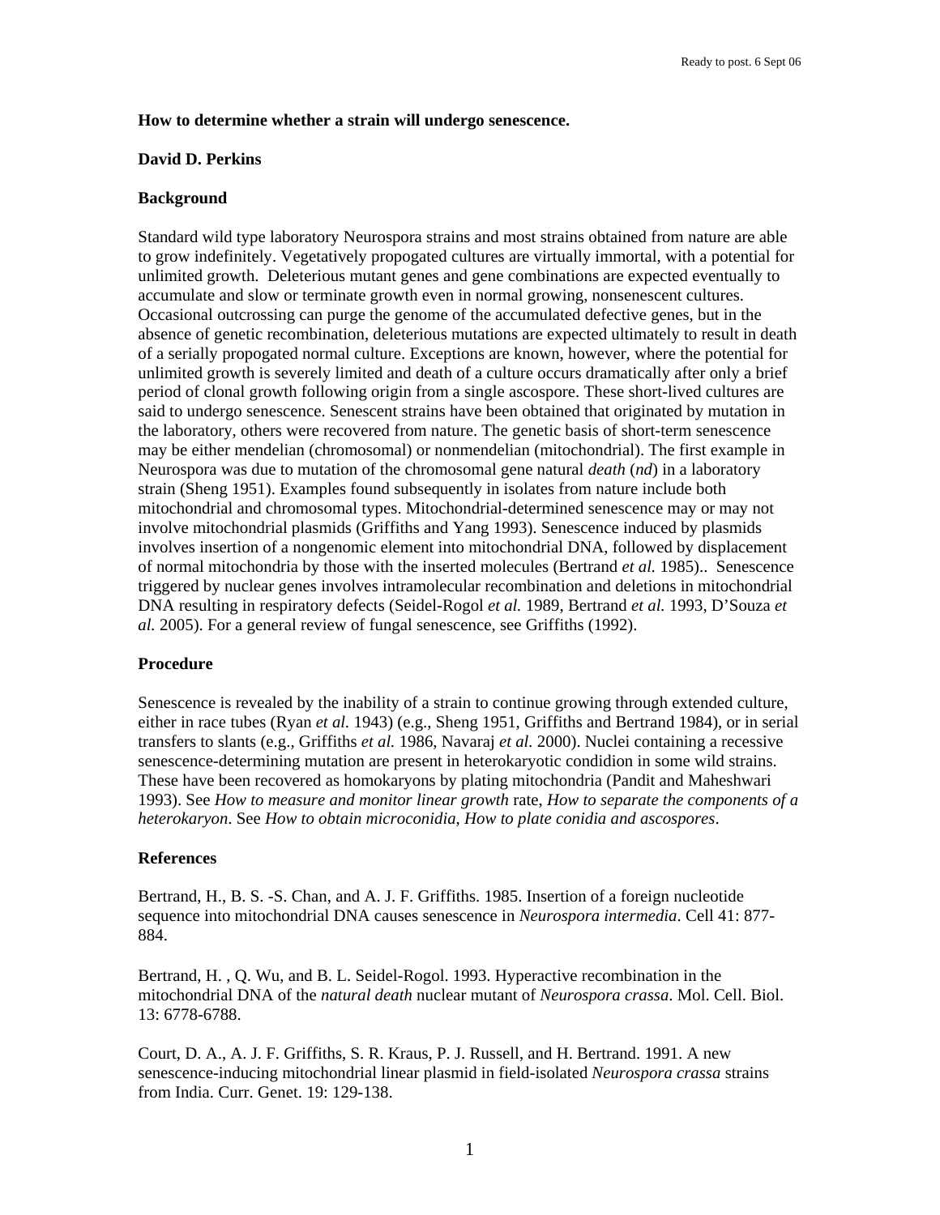# How to determine whether a strain will undergo senescence.

**David D. Perkins**

## Background

Standard wild type laboratory Neurospora strains and most strains obtained from nature are able to grow indefinitely. Vegetatively propogated cultures are virtually immortal, with a potential for unlimited growth. Deleterious mutant genes and gene combinations are expected eventually to accumulate and slow or terminate growth even in normal growing, nonsenescent cultures. Occasional outcrossing can purge the genome of the accumulated defective genes, but in the absence of genetic recombination, deleterious mutations are expected ultimately to result in death of a serially propogated normal culture. Exceptions are known, however, where the potential for unlimited growth is severely limited and death of a culture occurs dramatically after only a brief period of clonal growth following origin from a single ascospore. These short-lived cultures are said to undergo senescence. Senescent strains have been obtained that originated by mutation in the laboratory, others were recovered from nature. The genetic basis of short-term senescence may be either mendelian (chromosomal) or nonmendelian (mitochondrial). The first example in Neurospora was due to mutation of the chromosomal gene natural *death* (*nd*) in a laboratory strain (Sheng 1951). Examples found subsequently in isolates from nature include both mitochondrial and chromosomal types. Mitochondrial-determined senescence may or may not involve mitochondrial plasmids (Griffiths and Yang 1993). Senescence induced by plasmids involves insertion of a nongenomic element into mitochondrial DNA, followed by displacement of normal mitochondria by those with the inserted molecules (Bertrand *et al.* 1985).. Senescence triggered by nuclear genes involves intramolecular recombination and deletions in mitochondrial DNA resulting in respiratory defects (Seidel-Rogol *et al.* 1989, Bertrand *et al.* 1993, D'Souza *et al.* 2005). For a general review of fungal senescence, see Griffiths (1992).

## Procedure

Senescence is revealed by the inability of a strain to continue growing through extended culture, either in race tubes (Ryan *et al.* 1943) (e.g., Sheng 1951, Griffiths and Bertrand 1984), or in serial transfers to slants (e.g., Griffiths *et al.* 1986, Navaraj *et al.* 2000). Nuclei containing a recessive senescence-determining mutation are present in heterokaryotic condidion in some wild strains. These have been recovered as homokaryons by plating mitochondria (Pandit and Maheshwari 1993). See *How to measure and monitor linear growth* rate, *How to separate the components of a heterokaryon*. See *How to obtain microconidia*, *How to plate conidia and ascospores*.

## References

Bertrand, H., B. S. -S. Chan, and A. J. F. Griffiths. 1985. Insertion of a foreign nucleotide sequence into mitochondrial DNA causes senescence in *Neurospora intermedia*. Cell 41: 877-884.

Bertrand, H. , Q. Wu, and B. L. Seidel-Rogol. 1993. Hyperactive recombination in the mitochondrial DNA of the *natural death* nuclear mutant of *Neurospora crassa*. Mol. Cell. Biol. 13: 6778-6788.

Court, D. A., A. J. F. Griffiths, S. R. Kraus, P. J. Russell, and H. Bertrand. 1991. A new senescence-inducing mitochondrial linear plasmid in field-isolated *Neurospora crassa* strains from India. Curr. Genet. 19: 129-138.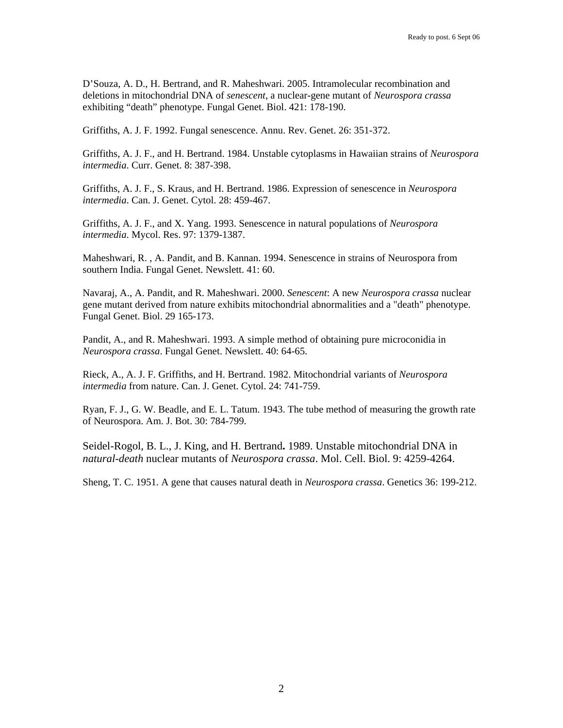D'Souza, A. D., H. Bertrand, and R. Maheshwari. 2005. Intramolecular recombination and deletions in mitochondrial DNA of *senescent*, a nuclear-gene mutant of *Neurospora crassa* exhibiting "death" phenotype. Fungal Genet. Biol. 421: 178-190.

Griffiths, A. J. F. 1992. Fungal senescence. Annu. Rev. Genet. 26: 351-372.

Griffiths, A. J. F., and H. Bertrand. 1984. Unstable cytoplasms in Hawaiian strains of *Neurospora intermedia*. Curr. Genet. 8: 387-398.

Griffiths, A. J. F., S. Kraus, and H. Bertrand. 1986. Expression of senescence in *Neurospora intermedia*. Can. J. Genet. Cytol. 28: 459-467.

Griffiths, A. J. F., and X. Yang. 1993. Senescence in natural populations of *Neurospora intermedia*. Mycol. Res. 97: 1379-1387.

Maheshwari, R. , A. Pandit, and B. Kannan. 1994. Senescence in strains of Neurospora from southern India. Fungal Genet. Newslett. 41: 60.

Navaraj, A., A. Pandit, and R. Maheshwari. 2000. *Senescent*: A new *Neurospora crassa* nuclear gene mutant derived from nature exhibits mitochondrial abnormalities and a "death" phenotype. Fungal Genet. Biol. 29 165-173.

Pandit, A., and R. Maheshwari. 1993. A simple method of obtaining pure microconidia in *Neurospora crassa*. Fungal Genet. Newslett. 40: 64-65.

Rieck, A., A. J. F. Griffiths, and H. Bertrand. 1982. Mitochondrial variants of *Neurospora intermedia* from nature. Can. J. Genet. Cytol. 24: 741-759.

Ryan, F. J., G. W. Beadle, and E. L. Tatum. 1943. The tube method of measuring the growth rate of Neurospora. Am. J. Bot. 30: 784-799.

Seidel-Rogol, B. L., J. King, and H. Bertrand**.** 1989. Unstable mitochondrial DNA in *natural-death* nuclear mutants of *Neurospora crassa*. Mol. Cell. Biol. 9: 4259-4264.

Sheng, T. C. 1951. A gene that causes natural death in *Neurospora crassa*. Genetics 36: 199-212.